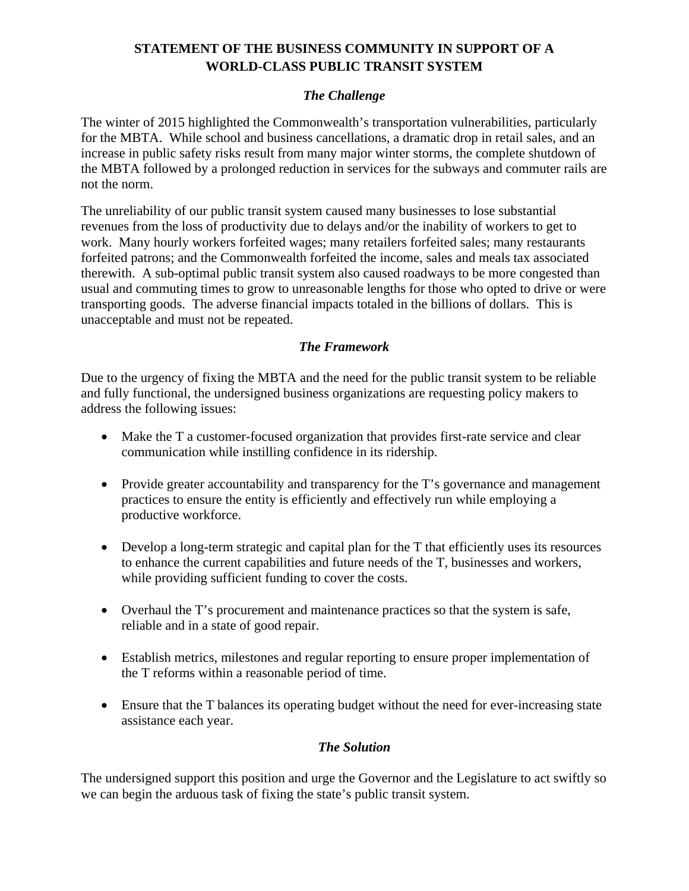# STATEMENT OF THE BUSINESS COMMUNITY IN SUPPORT OF A WORLD-CLASS PUBLIC TRANSIT SYSTEM

## *The Challenge*

The winter of 2015 highlighted the Commonwealth's transportation vulnerabilities, particularly for the MBTA. While school and business cancellations, a dramatic drop in retail sales, and an increase in public safety risks result from many major winter storms, the complete shutdown of the MBTA followed by a prolonged reduction in services for the subways and commuter rails are not the norm.

The unreliability of our public transit system caused many businesses to lose substantial revenues from the loss of productivity due to delays and/or the inability of workers to get to work. Many hourly workers forfeited wages; many retailers forfeited sales; many restaurants forfeited patrons; and the Commonwealth forfeited the income, sales and meals tax associated therewith. A sub-optimal public transit system also caused roadways to be more congested than usual and commuting times to grow to unreasonable lengths for those who opted to drive or were transporting goods. The adverse financial impacts totaled in the billions of dollars. This is unacceptable and must not be repeated.

## *The Framework*

Due to the urgency of fixing the MBTA and the need for the public transit system to be reliable and fully functional, the undersigned business organizations are requesting policy makers to address the following issues:

- Make the T a customer-focused organization that provides first-rate service and clear communication while instilling confidence in its ridership.
- Provide greater accountability and transparency for the T's governance and management practices to ensure the entity is efficiently and effectively run while employing a productive workforce.
- Develop a long-term strategic and capital plan for the T that efficiently uses its resources to enhance the current capabilities and future needs of the T, businesses and workers, while providing sufficient funding to cover the costs.
- Overhaul the T's procurement and maintenance practices so that the system is safe, reliable and in a state of good repair.
- Establish metrics, milestones and regular reporting to ensure proper implementation of the T reforms within a reasonable period of time.
- Ensure that the T balances its operating budget without the need for ever-increasing state assistance each year.

## *The Solution*

The undersigned support this position and urge the Governor and the Legislature to act swiftly so we can begin the arduous task of fixing the state's public transit system.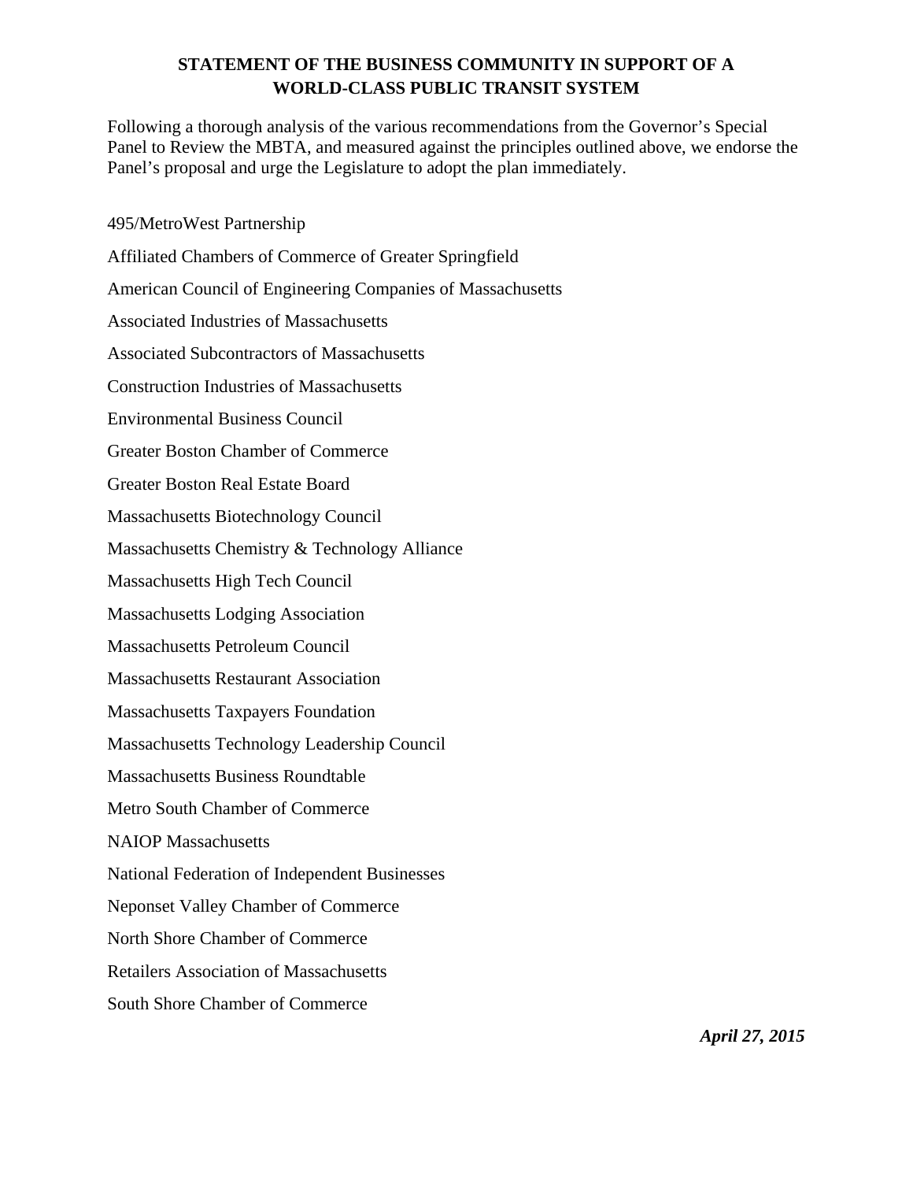**STATEMENT OF THE BUSINESS COMMUNITY IN SUPPORT OF A WORLD-CLASS PUBLIC TRANSIT SYSTEM**

Following a thorough analysis of the various recommendations from the Governor's Special Panel to Review the MBTA, and measured against the principles outlined above, we endorse the Panel's proposal and urge the Legislature to adopt the plan immediately.

495/MetroWest Partnership

Affiliated Chambers of Commerce of Greater Springfield

American Council of Engineering Companies of Massachusetts

Associated Industries of Massachusetts

Associated Subcontractors of Massachusetts

Construction Industries of Massachusetts

Environmental Business Council

Greater Boston Chamber of Commerce

Greater Boston Real Estate Board

Massachusetts Biotechnology Council

Massachusetts Chemistry & Technology Alliance

Massachusetts High Tech Council

Massachusetts Lodging Association

Massachusetts Petroleum Council

Massachusetts Restaurant Association

Massachusetts Taxpayers Foundation

Massachusetts Technology Leadership Council

Massachusetts Business Roundtable

Metro South Chamber of Commerce

NAIOP Massachusetts

National Federation of Independent Businesses

Neponset Valley Chamber of Commerce

North Shore Chamber of Commerce

Retailers Association of Massachusetts

South Shore Chamber of Commerce

***April 27, 2015***